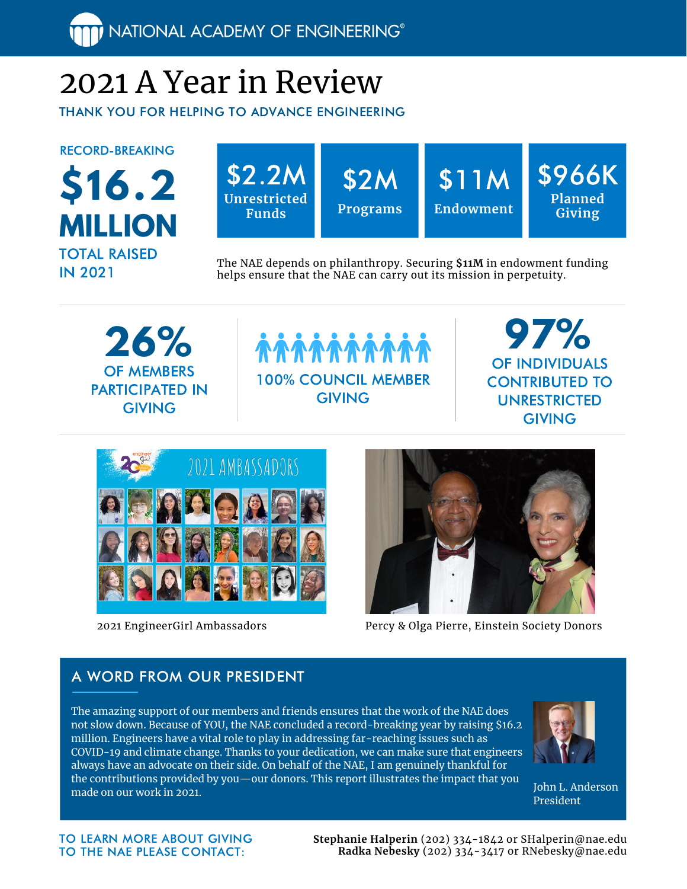NATIONAL ACADEMY OF ENGINEERING®

# 2021 A Year in Review

THANK YOU FOR HELPING TO ADVANCE ENGINEERING

RECORD-BREAKING

**$16.2 MILLION**

TOTAL RAISED IN 2021

| $2.2M | $2M | $11M | $966K |
|---|---|---|---|
| Unrestricted Funds | Programs | Endowment | Planned Giving |

The NAE depends on philanthropy. Securing **$11M** in endowment funding helps ensure that the NAE can carry out its mission in perpetuity.

**26%** OF MEMBERS PARTICIPATED IN GIVING

100% COUNCIL MEMBER GIVING

**97%** OF INDIVIDUALS CONTRIBUTED TO UNRESTRICTED GIVING

2021 EngineerGirl Ambassadors

Percy & Olga Pierre, Einstein Society Donors

## A WORD FROM OUR PRESIDENT

The amazing support of our members and friends ensures that the work of the NAE does not slow down. Because of YOU, the NAE concluded a record-breaking year by raising $16.2 million. Engineers have a vital role to play in addressing far-reaching issues such as COVID-19 and climate change. Thanks to your dedication, we can make sure that engineers always have an advocate on their side. On behalf of the NAE, I am genuinely thankful for the contributions provided by you—our donors. This report illustrates the impact that you made on our work in 2021.

John L. Anderson
President

TO LEARN MORE ABOUT GIVING TO THE NAE PLEASE CONTACT:

**Stephanie Halperin** (202) 334-1842 or SHalperin@nae.edu
**Radka Nebesky** (202) 334-3417 or RNebesky@nae.edu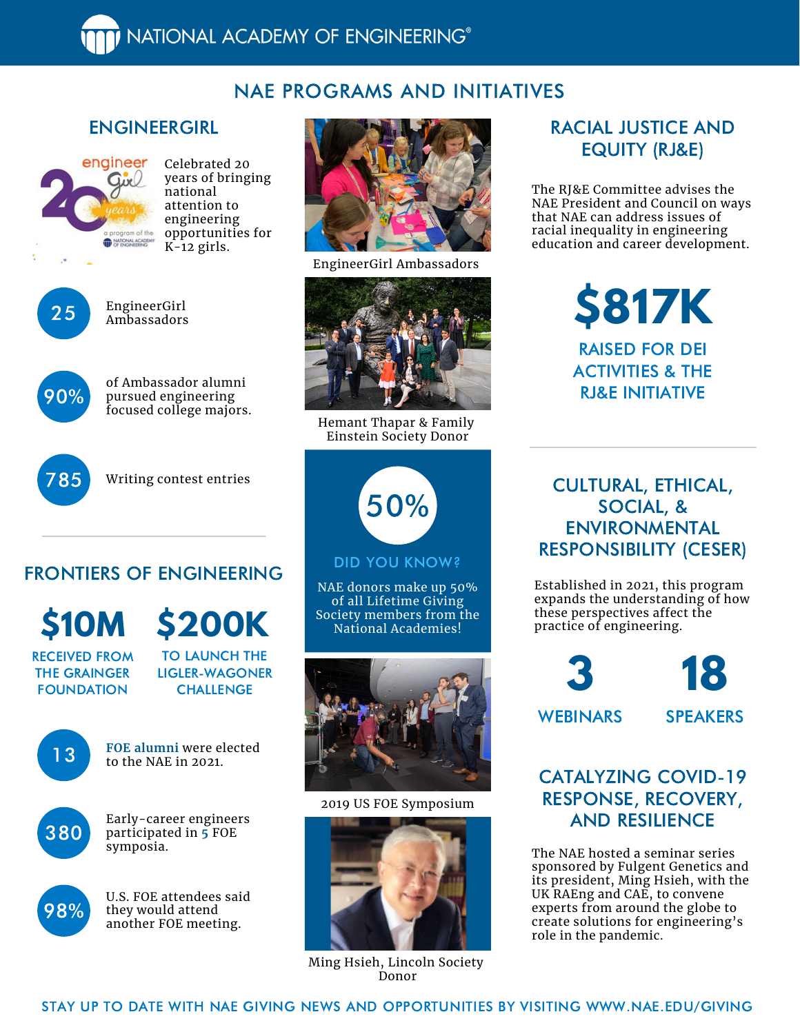NATIONAL ACADEMY OF ENGINEERING®

# NAE PROGRAMS AND INITIATIVES

## ENGINEERGIRL

Celebrated 20 years of bringing national attention to engineering opportunities for K-12 girls.

**25** EngineerGirl Ambassadors

**90%** of Ambassador alumni pursued engineering focused college majors.

**785** Writing contest entries

EngineerGirl Ambassadors

Hemant Thapar & Family Einstein Society Donor

## FRONTIERS OF ENGINEERING

**$10M** RECEIVED FROM THE GRAINGER FOUNDATION

**$200K** TO LAUNCH THE LIGLER-WAGONER CHALLENGE

**13** FOE alumni were elected to the NAE in 2021.

**380** Early-career engineers participated in 5 FOE symposia.

**98%** U.S. FOE attendees said they would attend another FOE meeting.

**50%**

### DID YOU KNOW?

NAE donors make up 50% of all Lifetime Giving Society members from the National Academies!

2019 US FOE Symposium

Ming Hsieh, Lincoln Society Donor

## RACIAL JUSTICE AND EQUITY (RJ&E)

The RJ&E Committee advises the NAE President and Council on ways that NAE can address issues of racial inequality in engineering education and career development.

**$817K** RAISED FOR DEI ACTIVITIES & THE RJ&E INITIATIVE

## CULTURAL, ETHICAL, SOCIAL, & ENVIRONMENTAL RESPONSIBILITY (CESER)

Established in 2021, this program expands the understanding of how these perspectives affect the practice of engineering.

**3** WEBINARS

**18** SPEAKERS

## CATALYZING COVID-19 RESPONSE, RECOVERY, AND RESILIENCE

The NAE hosted a seminar series sponsored by Fulgent Genetics and its president, Ming Hsieh, with the UK RAEng and CAE, to convene experts from around the globe to create solutions for engineering's role in the pandemic.

STAY UP TO DATE WITH NAE GIVING NEWS AND OPPORTUNITIES BY VISITING WWW.NAE.EDU/GIVING